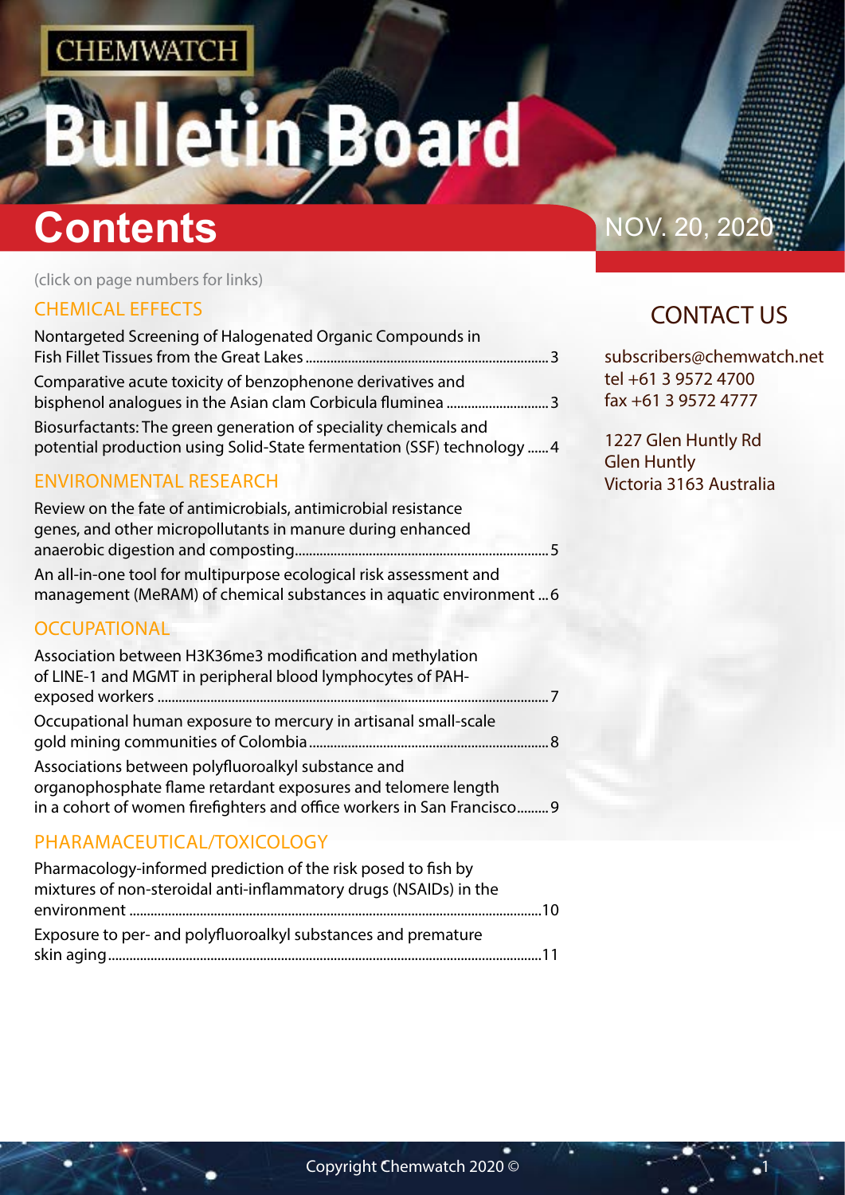CHEMWATCH

# Bulletin Board

## Contents

NOV. 20, 2020

(click on page numbers for links)

### CHEMICAL EFFECTS

Nontargeted Screening of Halogenated Organic Compounds in Fish Fillet Tissues from the Great Lakes ....................3

Comparative acute toxicity of benzophenone derivatives and bisphenol analogues in the Asian clam Corbicula fluminea ....................3

Biosurfactants: The green generation of speciality chemicals and potential production using Solid-State fermentation (SSF) technology ......4

### ENVIRONMENTAL RESEARCH

Review on the fate of antimicrobials, antimicrobial resistance genes, and other micropollutants in manure during enhanced anaerobic digestion and composting....................5

An all-in-one tool for multipurpose ecological risk assessment and management (MeRAM) of chemical substances in aquatic environment ...6

### OCCUPATIONAL

Association between H3K36me3 modification and methylation of LINE-1 and MGMT in peripheral blood lymphocytes of PAH-exposed workers ....................7

Occupational human exposure to mercury in artisanal small-scale gold mining communities of Colombia....................8

Associations between polyfluoroalkyl substance and organophosphate flame retardant exposures and telomere length in a cohort of women firefighters and office workers in San Francisco.........9

### PHARAMACEUTICAL/TOXICOLOGY

Pharmacology-informed prediction of the risk posed to fish by mixtures of non-steroidal anti-inflammatory drugs (NSAIDs) in the environment ....................10

Exposure to per- and polyfluoroalkyl substances and premature skin aging....................11

## CONTACT US

subscribers@chemwatch.net
tel +61 3 9572 4700
fax +61 3 9572 4777

1227 Glen Huntly Rd
Glen Huntly
Victoria 3163 Australia

Copyright Chemwatch 2020 ©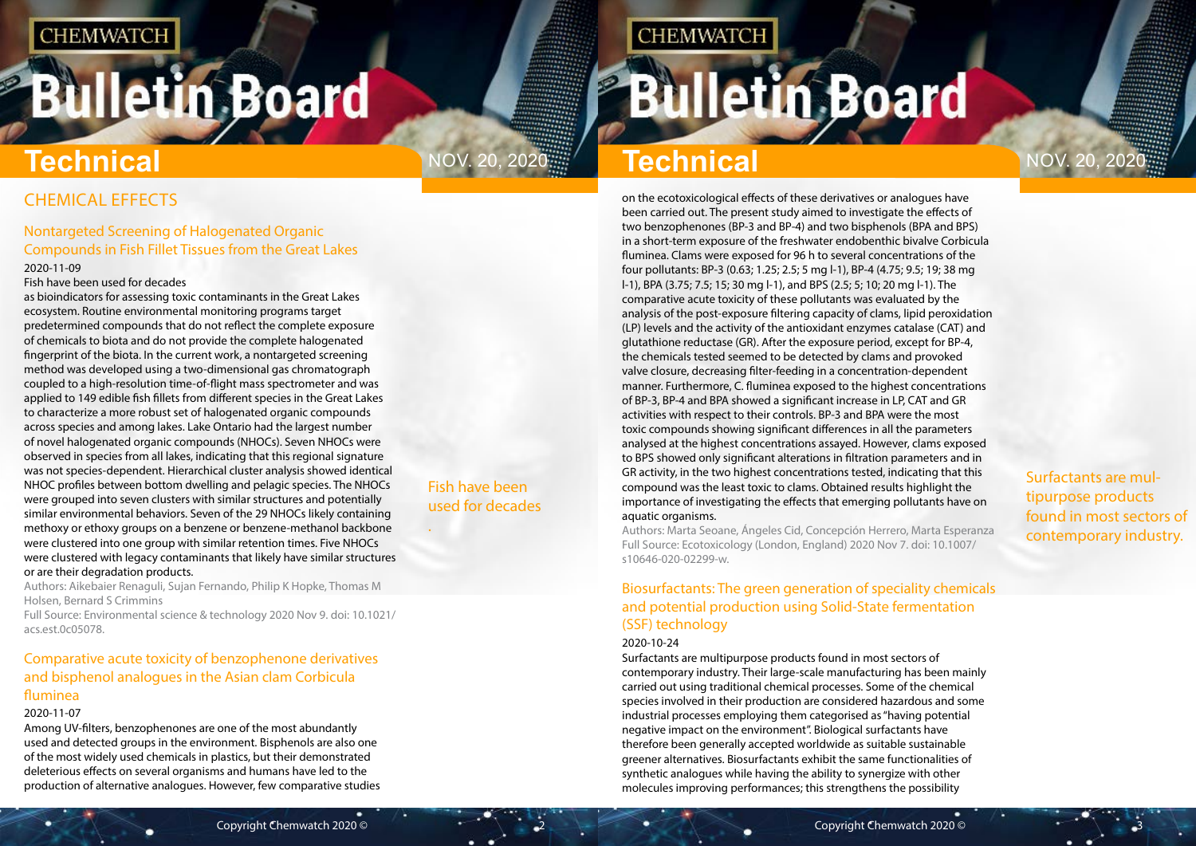## CHEMICAL EFFECTS

### Nontargeted Screening of Halogenated Organic Compounds in Fish Fillet Tissues from the Great Lakes

2020-11-09

Fish have been used for decades as bioindicators for assessing toxic contaminants in the Great Lakes ecosystem. Routine environmental monitoring programs target predetermined compounds that do not reflect the complete exposure of chemicals to biota and do not provide the complete halogenated fingerprint of the biota. In the current work, a nontargeted screening method was developed using a two-dimensional gas chromatograph coupled to a high-resolution time-of-flight mass spectrometer and was applied to 149 edible fish fillets from different species in the Great Lakes to characterize a more robust set of halogenated organic compounds across species and among lakes. Lake Ontario had the largest number of novel halogenated organic compounds (NHOCs). Seven NHOCs were observed in species from all lakes, indicating that this regional signature was not species-dependent. Hierarchical cluster analysis showed identical NHOC profiles between bottom dwelling and pelagic species. The NHOCs were grouped into seven clusters with similar structures and potentially similar environmental behaviors. Seven of the 29 NHOCs likely containing methoxy or ethoxy groups on a benzene or benzene-methanol backbone were clustered into one group with similar retention times. Five NHOCs were clustered with legacy contaminants that likely have similar structures or are their degradation products.

Authors: Aikebaier Renaguli, Sujan Fernando, Philip K Hopke, Thomas M Holsen, Bernard S Crimmins

Full Source: Environmental science & technology 2020 Nov 9. doi: 10.1021/acs.est.0c05078.

Fish have been used for decades

### Comparative acute toxicity of benzophenone derivatives and bisphenol analogues in the Asian clam Corbicula fluminea

2020-11-07

Among UV-filters, benzophenones are one of the most abundantly used and detected groups in the environment. Bisphenols are also one of the most widely used chemicals in plastics, but their demonstrated deleterious effects on several organisms and humans have led to the production of alternative analogues. However, few comparative studies on the ecotoxicological effects of these derivatives or analogues have been carried out. The present study aimed to investigate the effects of two benzophenones (BP-3 and BP-4) and two bisphenols (BPA and BPS) in a short-term exposure of the freshwater endobenthic bivalve Corbicula fluminea. Clams were exposed for 96 h to several concentrations of the four pollutants: BP-3 (0.63; 1.25; 2.5; 5 mg l-1), BP-4 (4.75; 9.5; 19; 38 mg l-1), BPA (3.75; 7.5; 15; 30 mg l-1), and BPS (2.5; 5; 10; 20 mg l-1). The comparative acute toxicity of these pollutants was evaluated by the analysis of the post-exposure filtering capacity of clams, lipid peroxidation (LP) levels and the activity of the antioxidant enzymes catalase (CAT) and glutathione reductase (GR). After the exposure period, except for BP-4, the chemicals tested seemed to be detected by clams and provoked valve closure, decreasing filter-feeding in a concentration-dependent manner. Furthermore, C. fluminea exposed to the highest concentrations of BP-3, BP-4 and BPA showed a significant increase in LP, CAT and GR activities with respect to their controls. BP-3 and BPA were the most toxic compounds showing significant differences in all the parameters analysed at the highest concentrations assayed. However, clams exposed to BPS showed only significant alterations in filtration parameters and in GR activity, in the two highest concentrations tested, indicating that this compound was the least toxic to clams. Obtained results highlight the importance of investigating the effects that emerging pollutants have on aquatic organisms.

Authors: Marta Seoane, Ángeles Cid, Concepción Herrero, Marta Esperanza

Full Source: Ecotoxicology (London, England) 2020 Nov 7. doi: 10.1007/s10646-020-02299-w.

### Biosurfactants: The green generation of speciality chemicals and potential production using Solid-State fermentation (SSF) technology

2020-10-24

Surfactants are multipurpose products found in most sectors of contemporary industry. Their large-scale manufacturing has been mainly carried out using traditional chemical processes. Some of the chemical species involved in their production are considered hazardous and some industrial processes employing them categorised as "having potential negative impact on the environment". Biological surfactants have therefore been generally accepted worldwide as suitable sustainable greener alternatives. Biosurfactants exhibit the same functionalities of synthetic analogues while having the ability to synergize with other molecules improving performances; this strengthens the possibility

Surfactants are multipurpose products found in most sectors of contemporary industry.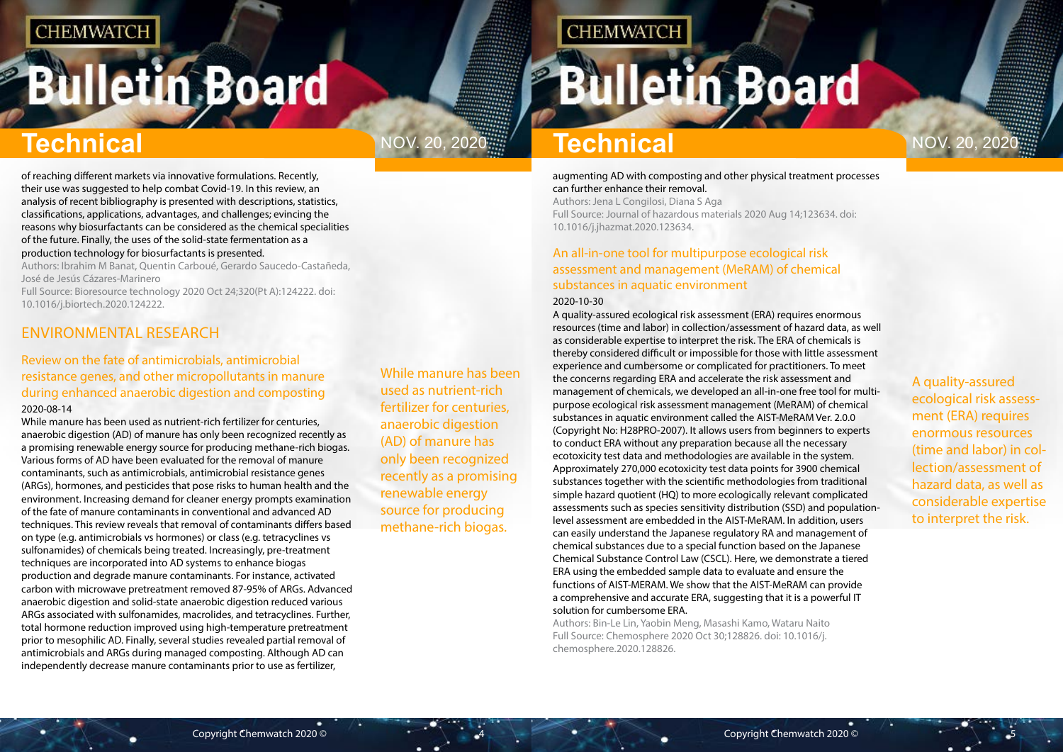of reaching different markets via innovative formulations. Recently, their use was suggested to help combat Covid-19. In this review, an analysis of recent bibliography is presented with descriptions, statistics, classifications, applications, advantages, and challenges; evincing the reasons why biosurfactants can be considered as the chemical specialities of the future. Finally, the uses of the solid-state fermentation as a production technology for biosurfactants is presented.

Authors: Ibrahim M Banat, Quentin Carboué, Gerardo Saucedo-Castañeda, José de Jesús Cázares-Marinero

Full Source: Bioresource technology 2020 Oct 24;320(Pt A):124222. doi: 10.1016/j.biortech.2020.124222.

## ENVIRONMENTAL RESEARCH

### Review on the fate of antimicrobials, antimicrobial resistance genes, and other micropollutants in manure during enhanced anaerobic digestion and composting

2020-08-14

While manure has been used as nutrient-rich fertilizer for centuries, anaerobic digestion (AD) of manure has only been recognized recently as a promising renewable energy source for producing methane-rich biogas. Various forms of AD have been evaluated for the removal of manure contaminants, such as antimicrobials, antimicrobial resistance genes (ARGs), hormones, and pesticides that pose risks to human health and the environment. Increasing demand for cleaner energy prompts examination of the fate of manure contaminants in conventional and advanced AD techniques. This review reveals that removal of contaminants differs based on type (e.g. antimicrobials vs hormones) or class (e.g. tetracyclines vs sulfonamides) of chemicals being treated. Increasingly, pre-treatment techniques are incorporated into AD systems to enhance biogas production and degrade manure contaminants. For instance, activated carbon with microwave pretreatment removed 87-95% of ARGs. Advanced anaerobic digestion and solid-state anaerobic digestion reduced various ARGs associated with sulfonamides, macrolides, and tetracyclines. Further, total hormone reduction improved using high-temperature pretreatment prior to mesophilic AD. Finally, several studies revealed partial removal of antimicrobials and ARGs during managed composting. Although AD can independently decrease manure contaminants prior to use as fertilizer, augmenting AD with composting and other physical treatment processes can further enhance their removal.

Authors: Jena L Congilosi, Diana S Aga

Full Source: Journal of hazardous materials 2020 Aug 14;123634. doi: 10.1016/j.jhazmat.2020.123634.

### An all-in-one tool for multipurpose ecological risk assessment and management (MeRAM) of chemical substances in aquatic environment

2020-10-30

A quality-assured ecological risk assessment (ERA) requires enormous resources (time and labor) in collection/assessment of hazard data, as well as considerable expertise to interpret the risk. The ERA of chemicals is thereby considered difficult or impossible for those with little assessment experience and cumbersome or complicated for practitioners. To meet the concerns regarding ERA and accelerate the risk assessment and management of chemicals, we developed an all-in-one free tool for multi-purpose ecological risk assessment management (MeRAM) of chemical substances in aquatic environment called the AIST-MeRAM Ver. 2.0.0 (Copyright No: H28PRO-2007). It allows users from beginners to experts to conduct ERA without any preparation because all the necessary ecotoxicity test data and methodologies are available in the system. Approximately 270,000 ecotoxicity test data points for 3900 chemical substances together with the scientific methodologies from traditional simple hazard quotient (HQ) to more ecologically relevant complicated assessments such as species sensitivity distribution (SSD) and population-level assessment are embedded in the AIST-MeRAM. In addition, users can easily understand the Japanese regulatory RA and management of chemical substances due to a special function based on the Japanese Chemical Substance Control Law (CSCL). Here, we demonstrate a tiered ERA using the embedded sample data to evaluate and ensure the functions of AIST-MERAM. We show that the AIST-MeRAM can provide a comprehensive and accurate ERA, suggesting that it is a powerful IT solution for cumbersome ERA.

Authors: Bin-Le Lin, Yaobin Meng, Masashi Kamo, Wataru Naito

Full Source: Chemosphere 2020 Oct 30;128826. doi: 10.1016/j.chemosphere.2020.128826.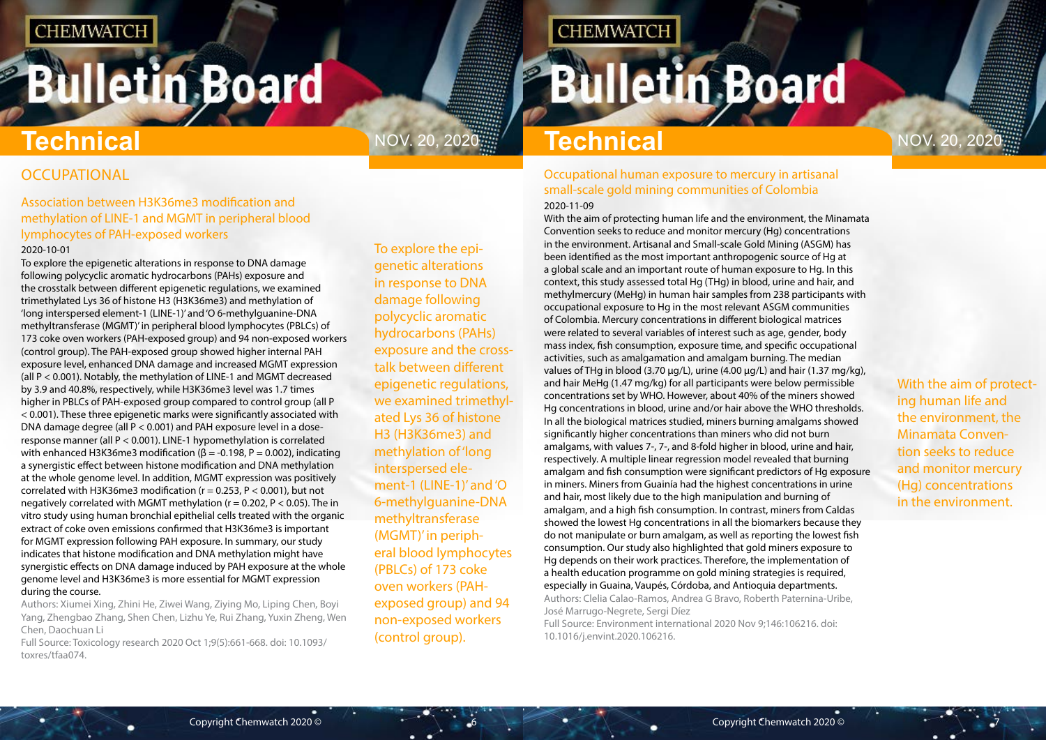## OCCUPATIONAL

### Association between H3K36me3 modification and methylation of LINE-1 and MGMT in peripheral blood lymphocytes of PAH-exposed workers

2020-10-01

To explore the epigenetic alterations in response to DNA damage following polycyclic aromatic hydrocarbons (PAHs) exposure and the crosstalk between different epigenetic regulations, we examined trimethylated Lys 36 of histone H3 (H3K36me3) and methylation of 'long interspersed element-1 (LINE-1)' and 'O 6-methylguanine-DNA methyltransferase (MGMT)' in peripheral blood lymphocytes (PBLCs) of 173 coke oven workers (PAH-exposed group) and 94 non-exposed workers (control group). The PAH-exposed group showed higher internal PAH exposure level, enhanced DNA damage and increased MGMT expression (all $P < 0.001$). Notably, the methylation of LINE-1 and MGMT decreased by 3.9 and 40.8%, respectively, while H3K36me3 level was 1.7 times higher in PBLCs of PAH-exposed group compared to control group (all $P < 0.001$). These three epigenetic marks were significantly associated with DNA damage degree (all $P < 0.001$) and PAH exposure level in a dose-response manner (all $P < 0.001$). LINE-1 hypomethylation is correlated with enhanced H3K36me3 modification ($\beta = -0.198$, $P = 0.002$), indicating a synergistic effect between histone modification and DNA methylation at the whole genome level. In addition, MGMT expression was positively correlated with H3K36me3 modification ($r = 0.253$, $P < 0.001$), but not negatively correlated with MGMT methylation ($r = 0.202$, $P < 0.05$). The in vitro study using human bronchial epithelial cells treated with the organic extract of coke oven emissions confirmed that H3K36me3 is important for MGMT expression following PAH exposure. In summary, our study indicates that histone modification and DNA methylation might have synergistic effects on DNA damage induced by PAH exposure at the whole genome level and H3K36me3 is more essential for MGMT expression during the course.

Authors: Xiumei Xing, Zhini He, Ziwei Wang, Ziying Mo, Liping Chen, Boyi Yang, Zhengbao Zhang, Shen Chen, Lizhu Ye, Rui Zhang, Yuxin Zheng, Wen Chen, Daochuan Li

Full Source: Toxicology research 2020 Oct 1;9(5):661-668. doi: 10.1093/toxres/tfaa074.

> To explore the epigenetic alterations in response to DNA damage following polycyclic aromatic hydrocarbons (PAHs) exposure and the cross-talk between different epigenetic regulations, we examined trimethylated Lys 36 of histone H3 (H3K36me3) and methylation of 'long interspersed element-1 (LINE-1)' and 'O 6-methylguanine-DNA methyltransferase (MGMT)' in peripheral blood lymphocytes (PBLCs) of 173 coke oven workers (PAH-exposed group) and 94 non-exposed workers (control group).

### Occupational human exposure to mercury in artisanal small-scale gold mining communities of Colombia

2020-11-09

With the aim of protecting human life and the environment, the Minamata Convention seeks to reduce and monitor mercury (Hg) concentrations in the environment. Artisanal and Small-scale Gold Mining (ASGM) has been identified as the most important anthropogenic source of Hg at a global scale and an important route of human exposure to Hg. In this context, this study assessed total Hg (THg) in blood, urine and hair, and methylmercury (MeHg) in human hair samples from 238 participants with occupational exposure to Hg in the most relevant ASGM communities of Colombia. Mercury concentrations in different biological matrices were related to several variables of interest such as age, gender, body mass index, fish consumption, exposure time, and specific occupational activities, such as amalgamation and amalgam burning. The median values of THg in blood (3.70 µg/L), urine (4.00 µg/L) and hair (1.37 mg/kg), and hair MeHg (1.47 mg/kg) for all participants were below permissible concentrations set by WHO. However, about 40% of the miners showed Hg concentrations in blood, urine and/or hair above the WHO thresholds. In all the biological matrices studied, miners burning amalgams showed significantly higher concentrations than miners who did not burn amalgams, with values 7-, 7-, and 8-fold higher in blood, urine and hair, respectively. A multiple linear regression model revealed that burning amalgam and fish consumption were significant predictors of Hg exposure in miners. Miners from Guainía had the highest concentrations in urine and hair, most likely due to the high manipulation and burning of amalgam, and a high fish consumption. In contrast, miners from Caldas showed the lowest Hg concentrations in all the biomarkers because they do not manipulate or burn amalgam, as well as reporting the lowest fish consumption. Our study also highlighted that gold miners exposure to Hg depends on their work practices. Therefore, the implementation of a health education programme on gold mining strategies is required, especially in Guaina, Vaupés, Córdoba, and Antioquia departments.

Authors: Clelia Calao-Ramos, Andrea G Bravo, Roberth Paternina-Uribe, José Marrugo-Negrete, Sergi Díez

Full Source: Environment international 2020 Nov 9;146:106216. doi: 10.1016/j.envint.2020.106216.

> With the aim of protecting human life and the environment, the Minamata Convention seeks to reduce and monitor mercury (Hg) concentrations in the environment.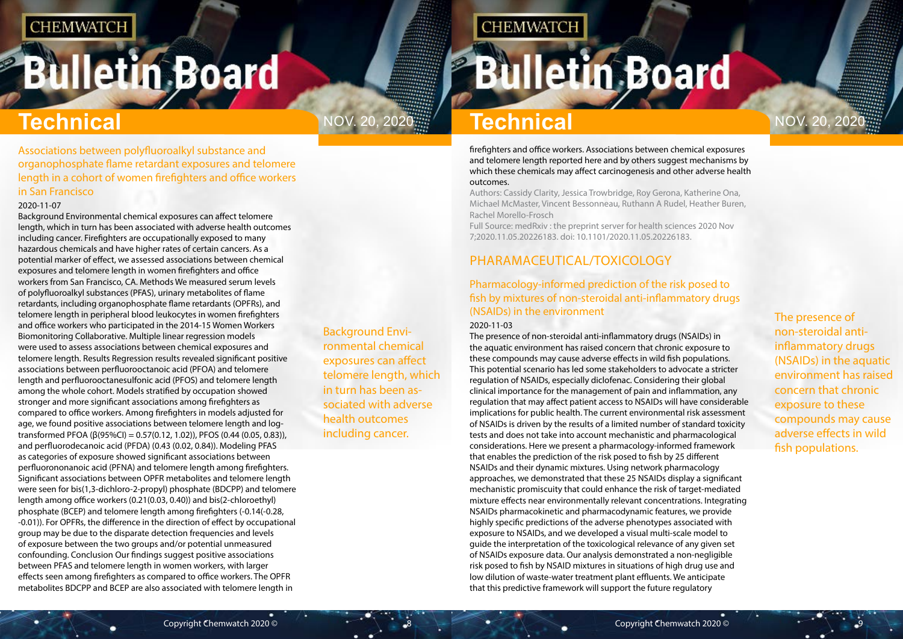### Associations between polyfluoroalkyl substance and organophosphate flame retardant exposures and telomere length in a cohort of women firefighters and office workers in San Francisco

2020-11-07

Background Environmental chemical exposures can affect telomere length, which in turn has been associated with adverse health outcomes including cancer. Firefighters are occupationally exposed to many hazardous chemicals and have higher rates of certain cancers. As a potential marker of effect, we assessed associations between chemical exposures and telomere length in women firefighters and office workers from San Francisco, CA. Methods We measured serum levels of polyfluoroalkyl substances (PFAS), urinary metabolites of flame retardants, including organophosphate flame retardants (OPFRs), and telomere length in peripheral blood leukocytes in women firefighters and office workers who participated in the 2014-15 Women Workers Biomonitoring Collaborative. Multiple linear regression models were used to assess associations between chemical exposures and telomere length. Results Regression results revealed significant positive associations between perfluorooctanoic acid (PFOA) and telomere length and perfluorooctanesulfonic acid (PFOS) and telomere length among the whole cohort. Models stratified by occupation showed stronger and more significant associations among firefighters as compared to office workers. Among firefighters in models adjusted for age, we found positive associations between telomere length and log-transformed PFOA (β(95%CI) = 0.57(0.12, 1.02)), PFOS (0.44 (0.05, 0.83)), and perfluorodecanoic acid (PFDA) (0.43 (0.02, 0.84)). Modeling PFAS as categories of exposure showed significant associations between perfluorononanoic acid (PFNA) and telomere length among firefighters. Significant associations between OPFR metabolites and telomere length were seen for bis(1,3-dichloro-2-propyl) phosphate (BDCPP) and telomere length among office workers (0.21(0.03, 0.40)) and bis(2-chloroethyl) phosphate (BCEP) and telomere length among firefighters (-0.14(-0.28, -0.01)). For OPFRs, the difference in the direction of effect by occupational group may be due to the disparate detection frequencies and levels of exposure between the two groups and/or potential unmeasured confounding. Conclusion Our findings suggest positive associations between PFAS and telomere length in women workers, with larger effects seen among firefighters as compared to office workers. The OPFR metabolites BDCPP and BCEP are also associated with telomere length in firefighters and office workers. Associations between chemical exposures and telomere length reported here and by others suggest mechanisms by which these chemicals may affect carcinogenesis and other adverse health outcomes.

Authors: Cassidy Clarity, Jessica Trowbridge, Roy Gerona, Katherine Ona, Michael McMaster, Vincent Bessonneau, Ruthann A Rudel, Heather Buren, Rachel Morello-Frosch

Full Source: medRxiv : the preprint server for health sciences 2020 Nov 7;2020.11.05.20226183. doi: 10.1101/2020.11.05.20226183.

## PHARMACEUTICAL/TOXICOLOGY

### Pharmacology-informed prediction of the risk posed to fish by mixtures of non-steroidal anti-inflammatory drugs (NSAIDs) in the environment

2020-11-03

The presence of non-steroidal anti-inflammatory drugs (NSAIDs) in the aquatic environment has raised concern that chronic exposure to these compounds may cause adverse effects in wild fish populations. This potential scenario has led some stakeholders to advocate a stricter regulation of NSAIDs, especially diclofenac. Considering their global clinical importance for the management of pain and inflammation, any regulation that may affect patient access to NSAIDs will have considerable implications for public health. The current environmental risk assessment of NSAIDs is driven by the results of a limited number of standard toxicity tests and does not take into account mechanistic and pharmacological considerations. Here we present a pharmacology-informed framework that enables the prediction of the risk posed to fish by 25 different NSAIDs and their dynamic mixtures. Using network pharmacology approaches, we demonstrated that these 25 NSAIDs display a significant mechanistic promiscuity that could enhance the risk of target-mediated mixture effects near environmentally relevant concentrations. Integrating NSAIDs pharmacokinetic and pharmacodynamic features, we provide highly specific predictions of the adverse phenotypes associated with exposure to NSAIDs, and we developed a visual multi-scale model to guide the interpretation of the toxicological relevance of any given set of NSAIDs exposure data. Our analysis demonstrated a non-negligible risk posed to fish by NSAID mixtures in situations of high drug use and low dilution of waste-water treatment plant effluents. We anticipate that this predictive framework will support the future regulatory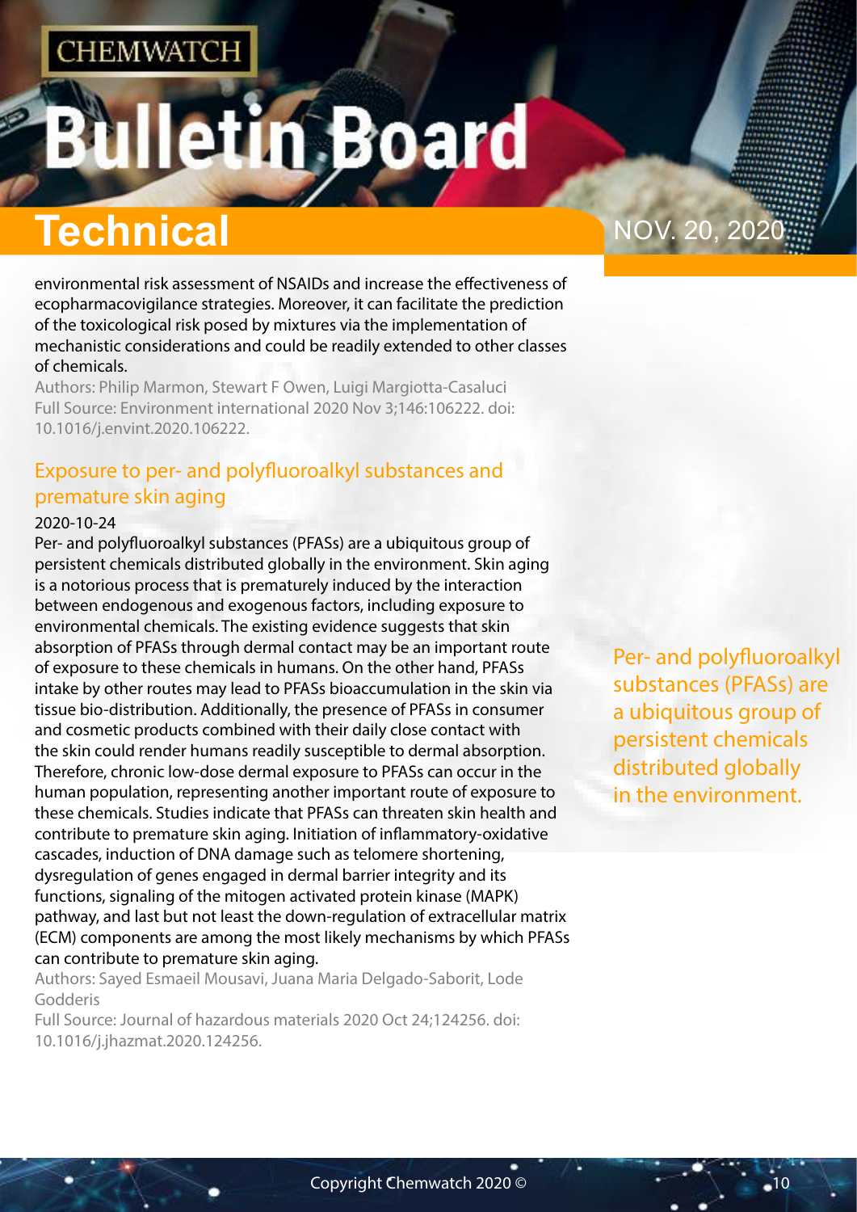environmental risk assessment of NSAIDs and increase the effectiveness of ecopharmacovigilance strategies. Moreover, it can facilitate the prediction of the toxicological risk posed by mixtures via the implementation of mechanistic considerations and could be readily extended to other classes of chemicals.

Authors: Philip Marmon, Stewart F Owen, Luigi Margiotta-Casaluci

Full Source: Environment international 2020 Nov 3;146:106222. doi: 10.1016/j.envint.2020.106222.

## Exposure to per- and polyfluoroalkyl substances and premature skin aging

2020-10-24

Per- and polyfluoroalkyl substances (PFASs) are a ubiquitous group of persistent chemicals distributed globally in the environment. Skin aging is a notorious process that is prematurely induced by the interaction between endogenous and exogenous factors, including exposure to environmental chemicals. The existing evidence suggests that skin absorption of PFASs through dermal contact may be an important route of exposure to these chemicals in humans. On the other hand, PFASs intake by other routes may lead to PFASs bioaccumulation in the skin via tissue bio-distribution. Additionally, the presence of PFASs in consumer and cosmetic products combined with their daily close contact with the skin could render humans readily susceptible to dermal absorption. Therefore, chronic low-dose dermal exposure to PFASs can occur in the human population, representing another important route of exposure to these chemicals. Studies indicate that PFASs can threaten skin health and contribute to premature skin aging. Initiation of inflammatory-oxidative cascades, induction of DNA damage such as telomere shortening, dysregulation of genes engaged in dermal barrier integrity and its functions, signaling of the mitogen activated protein kinase (MAPK) pathway, and last but not least the down-regulation of extracellular matrix (ECM) components are among the most likely mechanisms by which PFASs can contribute to premature skin aging.

Authors: Sayed Esmaeil Mousavi, Juana Maria Delgado-Saborit, Lode Godderis

Full Source: Journal of hazardous materials 2020 Oct 24;124256. doi: 10.1016/j.jhazmat.2020.124256.

Per- and polyfluoroalkyl substances (PFASs) are a ubiquitous group of persistent chemicals distributed globally in the environment.